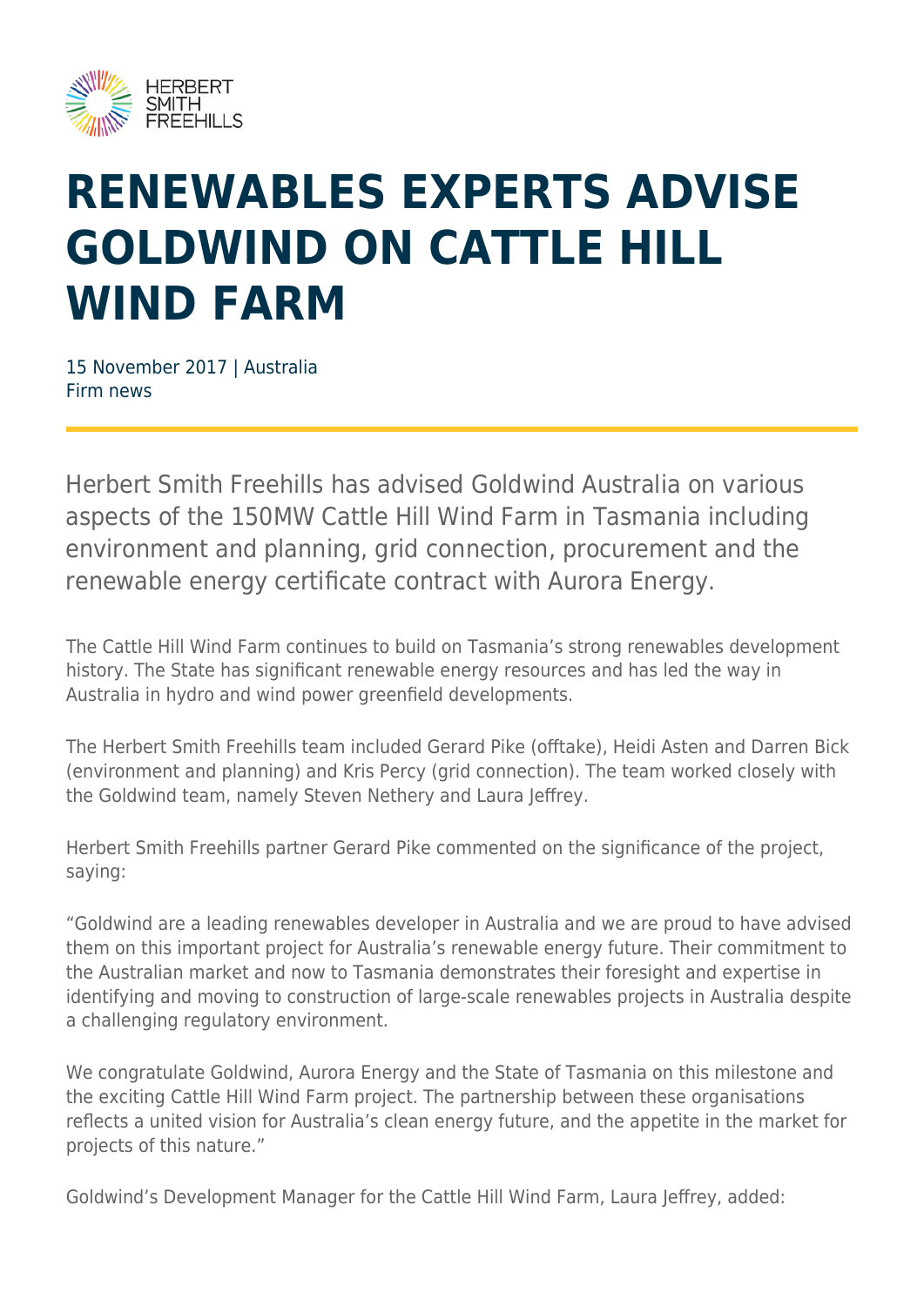# RENEWABLES EXPERTS ADVISE GOLDWIND ON CATTLE HILL WIND FARM

15 November 2017 | Australia
Firm news

Herbert Smith Freehills has advised Goldwind Australia on various aspects of the 150MW Cattle Hill Wind Farm in Tasmania including environment and planning, grid connection, procurement and the renewable energy certificate contract with Aurora Energy.

The Cattle Hill Wind Farm continues to build on Tasmania's strong renewables development history. The State has significant renewable energy resources and has led the way in Australia in hydro and wind power greenfield developments.

The Herbert Smith Freehills team included Gerard Pike (offtake), Heidi Asten and Darren Bick (environment and planning) and Kris Percy (grid connection). The team worked closely with the Goldwind team, namely Steven Nethery and Laura Jeffrey.

Herbert Smith Freehills partner Gerard Pike commented on the significance of the project, saying:

"Goldwind are a leading renewables developer in Australia and we are proud to have advised them on this important project for Australia's renewable energy future. Their commitment to the Australian market and now to Tasmania demonstrates their foresight and expertise in identifying and moving to construction of large-scale renewables projects in Australia despite a challenging regulatory environment.

We congratulate Goldwind, Aurora Energy and the State of Tasmania on this milestone and the exciting Cattle Hill Wind Farm project. The partnership between these organisations reflects a united vision for Australia's clean energy future, and the appetite in the market for projects of this nature."

Goldwind's Development Manager for the Cattle Hill Wind Farm, Laura Jeffrey, added: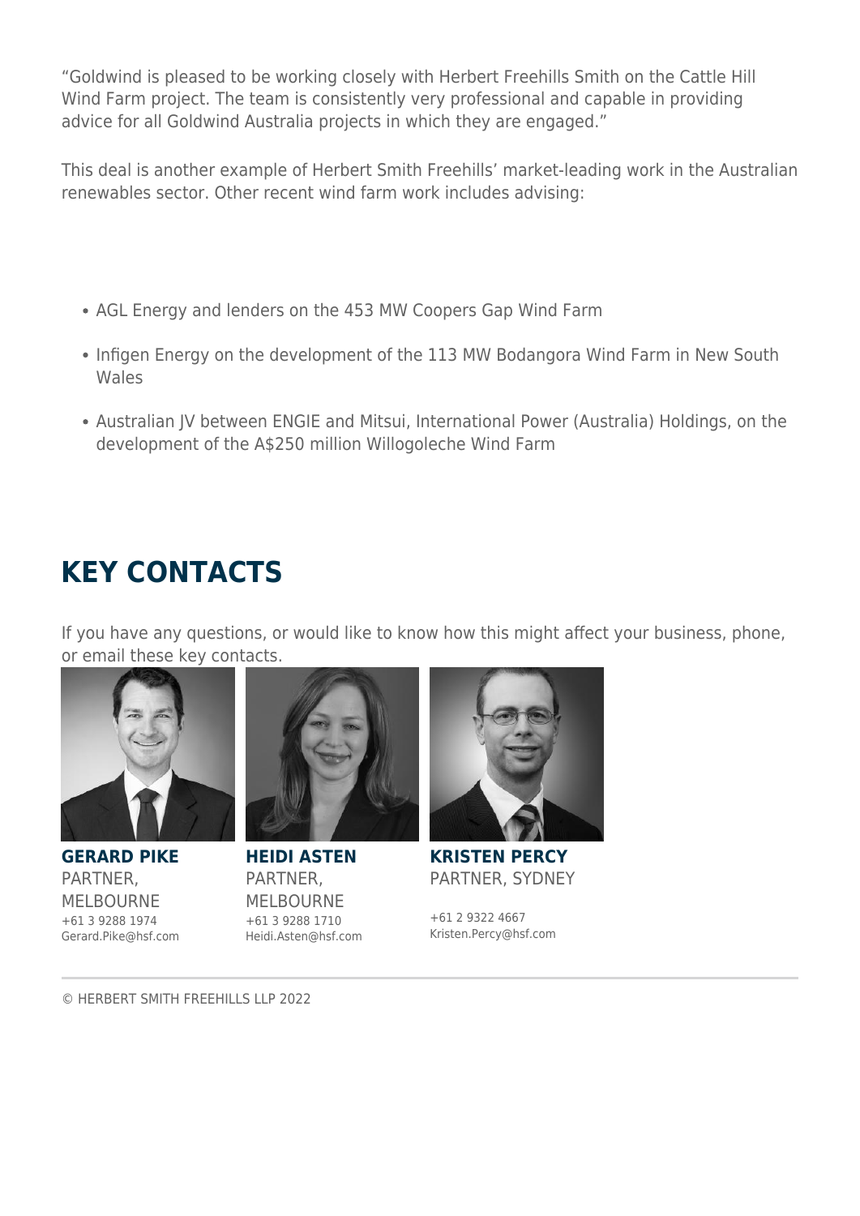"Goldwind is pleased to be working closely with Herbert Freehills Smith on the Cattle Hill Wind Farm project. The team is consistently very professional and capable in providing advice for all Goldwind Australia projects in which they are engaged."

This deal is another example of Herbert Smith Freehills' market-leading work in the Australian renewables sector. Other recent wind farm work includes advising:

- AGL Energy and lenders on the 453 MW Coopers Gap Wind Farm
- Infigen Energy on the development of the 113 MW Bodangora Wind Farm in New South Wales
- Australian JV between ENGIE and Mitsui, International Power (Australia) Holdings, on the development of the A$250 million Willogoleche Wind Farm

## KEY CONTACTS

If you have any questions, or would like to know how this might affect your business, phone, or email these key contacts.

**GERARD PIKE**
PARTNER, MELBOURNE
+61 3 9288 1974
Gerard.Pike@hsf.com

**HEIDI ASTEN**
PARTNER, MELBOURNE
+61 3 9288 1710
Heidi.Asten@hsf.com

**KRISTEN PERCY**
PARTNER, SYDNEY
+61 2 9322 4667
Kristen.Percy@hsf.com

© HERBERT SMITH FREEHILLS LLP 2022